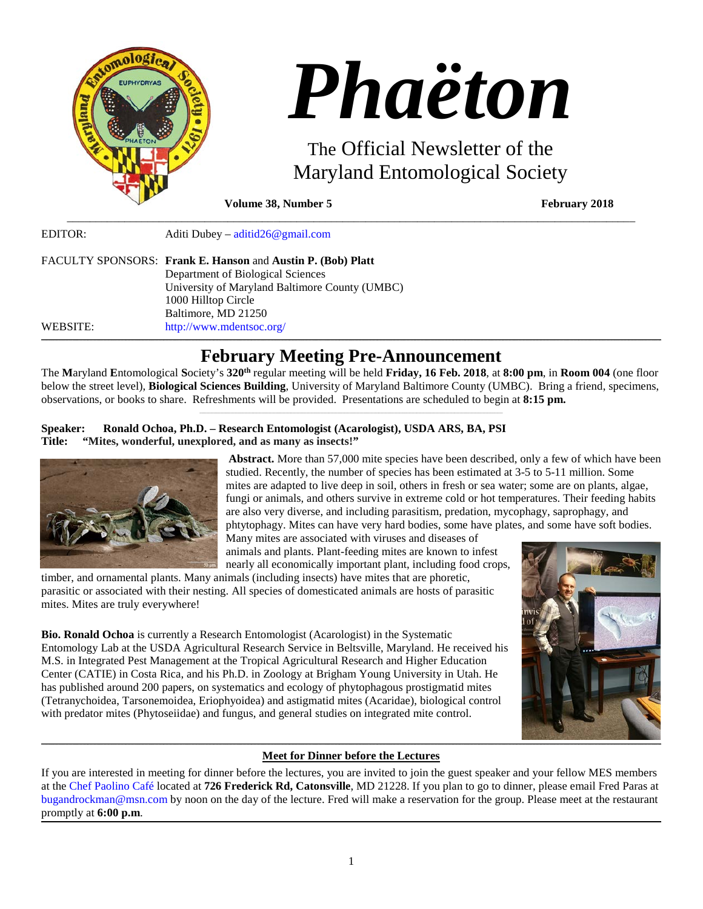# Phaëton

## The Official Newsletter of the Maryland Entomological Society

**Volume 38, Number 5** **February 2018**

EDITOR: Aditi Dubey – aditid26@gmail.com

FACULTY SPONSORS: **Frank E. Hanson** and **Austin P. (Bob) Platt**
Department of Biological Sciences
University of Maryland Baltimore County (UMBC)
1000 Hilltop Circle
Baltimore, MD 21250

WEBSITE: http://www.mdentsoc.org/

## February Meeting Pre-Announcement

The **M**aryland **E**ntomological **S**ociety's **320th** regular meeting will be held **Friday, 16 Feb. 2018**, at **8:00 pm**, in **Room 004** (one floor below the street level), **Biological Sciences Building**, University of Maryland Baltimore County (UMBC). Bring a friend, specimens, observations, or books to share. Refreshments will be provided. Presentations are scheduled to begin at **8:15 pm.**

**Speaker: Ronald Ochoa, Ph.D. – Research Entomologist (Acarologist), USDA ARS, BA, PSI**
**Title: "Mites, wonderful, unexplored, and as many as insects!"**

**Abstract.** More than 57,000 mite species have been described, only a few of which have been studied. Recently, the number of species has been estimated at 3-5 to 5-11 million. Some mites are adapted to live deep in soil, others in fresh or sea water; some are on plants, algae, fungi or animals, and others survive in extreme cold or hot temperatures. Their feeding habits are also very diverse, and including parasitism, predation, mycophagy, saprophagy, and phtytophagy. Mites can have very hard bodies, some have plates, and some have soft bodies. Many mites are associated with viruses and diseases of animals and plants. Plant-feeding mites are known to infest nearly all economically important plant, including food crops, timber, and ornamental plants. Many animals (including insects) have mites that are phoretic, parasitic or associated with their nesting. All species of domesticated animals are hosts of parasitic mites. Mites are truly everywhere!

**Bio. Ronald Ochoa** is currently a Research Entomologist (Acarologist) in the Systematic Entomology Lab at the USDA Agricultural Research Service in Beltsville, Maryland. He received his M.S. in Integrated Pest Management at the Tropical Agricultural Research and Higher Education Center (CATIE) in Costa Rica, and his Ph.D. in Zoology at Brigham Young University in Utah. He has published around 200 papers, on systematics and ecology of phytophagous prostigmatid mites (Tetranychoidea, Tarsonemoidea, Eriophyoidea) and astigmatid mites (Acaridae), biological control with predator mites (Phytoseiidae) and fungus, and general studies on integrated mite control.

### Meet for Dinner before the Lectures

If you are interested in meeting for dinner before the lectures, you are invited to join the guest speaker and your fellow MES members at the Chef Paolino Café located at **726 Frederick Rd, Catonsville**, MD 21228. If you plan to go to dinner, please email Fred Paras at bugandrockman@msn.com by noon on the day of the lecture. Fred will make a reservation for the group. Please meet at the restaurant promptly at **6:00 p.m**.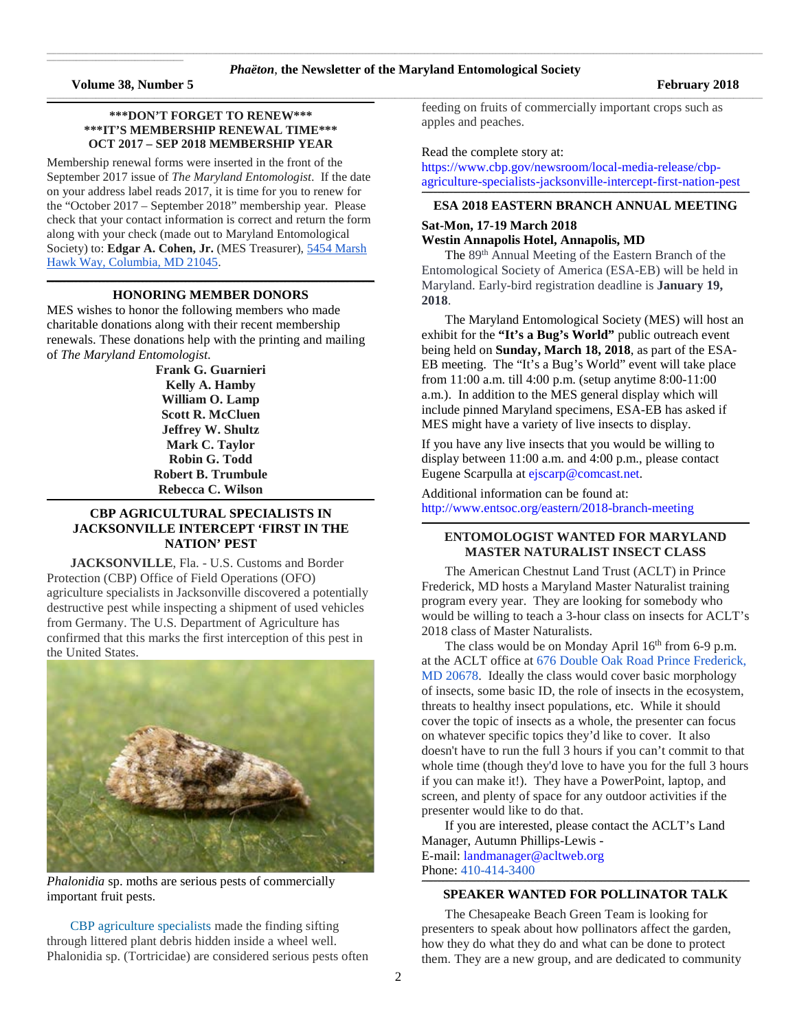**\*\*\*DON'T FORGET TO RENEW\*\*\***
**\*\*\*IT'S MEMBERSHIP RENEWAL TIME\*\*\***
**OCT 2017 – SEP 2018 MEMBERSHIP YEAR**

Membership renewal forms were inserted in the front of the September 2017 issue of *The Maryland Entomologist*. If the date on your address label reads 2017, it is time for you to renew for the "October 2017 – September 2018" membership year. Please check that your contact information is correct and return the form along with your check (made out to Maryland Entomological Society) to: **Edgar A. Cohen, Jr.** (MES Treasurer), 5454 Marsh Hawk Way, Columbia, MD 21045.

## HONORING MEMBER DONORS

MES wishes to honor the following members who made charitable donations along with their recent membership renewals. These donations help with the printing and mailing of *The Maryland Entomologist.*

**Frank G. Guarnieri**
**Kelly A. Hamby**
**William O. Lamp**
**Scott R. McCluen**
**Jeffrey W. Shultz**
**Mark C. Taylor**
**Robin G. Todd**
**Robert B. Trumbule**
**Rebecca C. Wilson**

## CBP AGRICULTURAL SPECIALISTS IN JACKSONVILLE INTERCEPT 'FIRST IN THE NATION' PEST

**JACKSONVILLE**, Fla. - U.S. Customs and Border Protection (CBP) Office of Field Operations (OFO) agriculture specialists in Jacksonville discovered a potentially destructive pest while inspecting a shipment of used vehicles from Germany. The U.S. Department of Agriculture has confirmed that this marks the first interception of this pest in the United States.

*Phalonidia* sp. moths are serious pests of commercially important fruit pests.

CBP agriculture specialists made the finding sifting through littered plant debris hidden inside a wheel well. Phalonidia sp. (Tortricidae) are considered serious pests often feeding on fruits of commercially important crops such as apples and peaches.

Read the complete story at:
https://www.cbp.gov/newsroom/local-media-release/cbp-agriculture-specialists-jacksonville-intercept-first-nation-pest

## ESA 2018 EASTERN BRANCH ANNUAL MEETING

**Sat-Mon, 17-19 March 2018**
**Westin Annapolis Hotel, Annapolis, MD**

The 89th Annual Meeting of the Eastern Branch of the Entomological Society of America (ESA-EB) will be held in Maryland. Early-bird registration deadline is **January 19, 2018**.

The Maryland Entomological Society (MES) will host an exhibit for the **"It's a Bug's World"** public outreach event being held on **Sunday, March 18, 2018**, as part of the ESA-EB meeting. The "It's a Bug's World" event will take place from 11:00 a.m. till 4:00 p.m. (setup anytime 8:00-11:00 a.m.). In addition to the MES general display which will include pinned Maryland specimens, ESA-EB has asked if MES might have a variety of live insects to display.

If you have any live insects that you would be willing to display between 11:00 a.m. and 4:00 p.m., please contact Eugene Scarpulla at ejscarp@comcast.net.

Additional information can be found at:
http://www.entsoc.org/eastern/2018-branch-meeting

## ENTOMOLOGIST WANTED FOR MARYLAND MASTER NATURALIST INSECT CLASS

The American Chestnut Land Trust (ACLT) in Prince Frederick, MD hosts a Maryland Master Naturalist training program every year. They are looking for somebody who would be willing to teach a 3-hour class on insects for ACLT's 2018 class of Master Naturalists.

The class would be on Monday April 16th from 6-9 p.m. at the ACLT office at 676 Double Oak Road Prince Frederick, MD 20678. Ideally the class would cover basic morphology of insects, some basic ID, the role of insects in the ecosystem, threats to healthy insect populations, etc. While it should cover the topic of insects as a whole, the presenter can focus on whatever specific topics they'd like to cover. It also doesn't have to run the full 3 hours if you can't commit to that whole time (though they'd love to have you for the full 3 hours if you can make it!). They have a PowerPoint, laptop, and screen, and plenty of space for any outdoor activities if the presenter would like to do that.

If you are interested, please contact the ACLT's Land Manager, Autumn Phillips-Lewis -
E-mail: landmanager@acltweb.org
Phone: 410-414-3400

## SPEAKER WANTED FOR POLLINATOR TALK

The Chesapeake Beach Green Team is looking for presenters to speak about how pollinators affect the garden, how they do what they do and what can be done to protect them. They are a new group, and are dedicated to community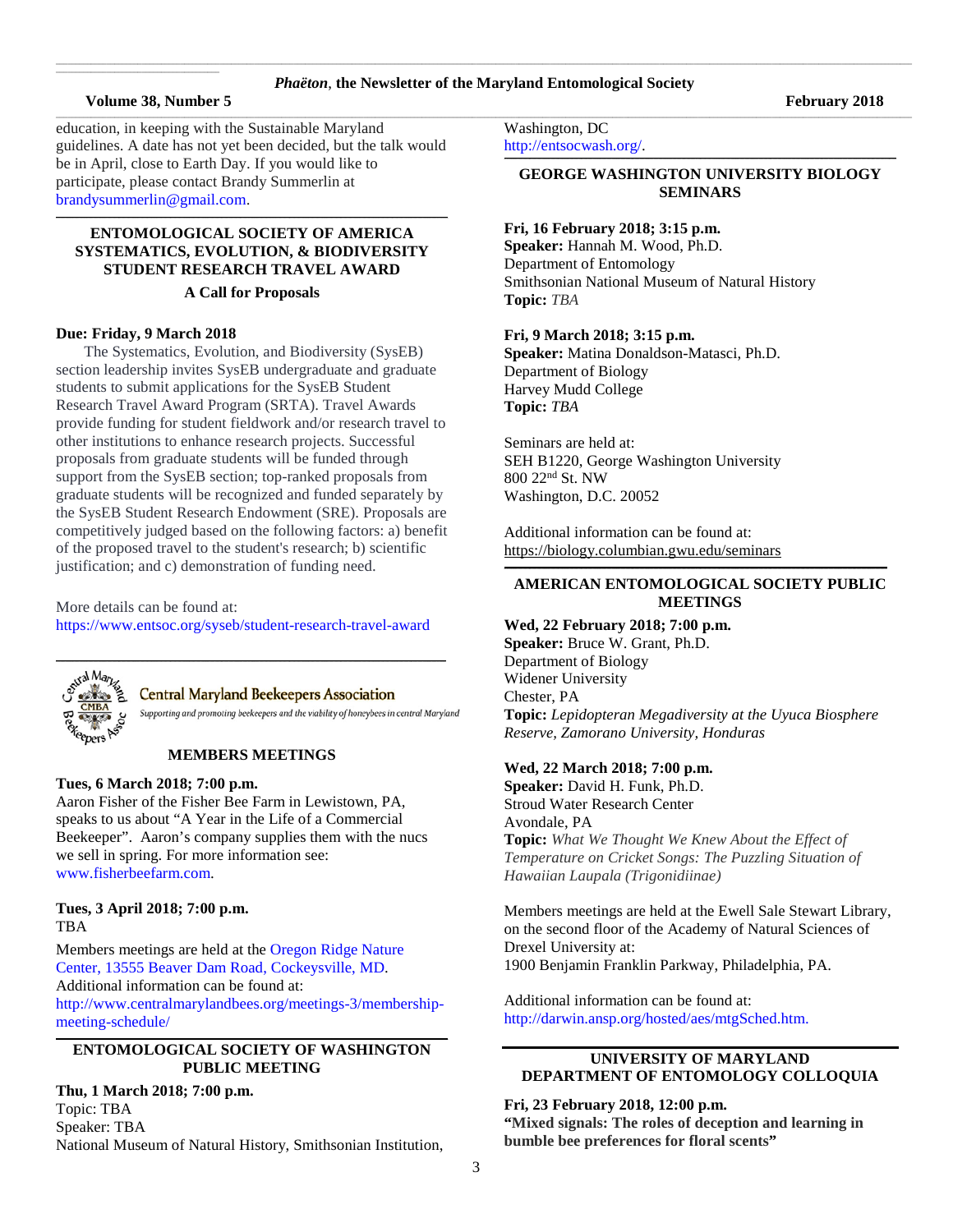education, in keeping with the Sustainable Maryland guidelines. A date has not yet been decided, but the talk would be in April, close to Earth Day. If you would like to participate, please contact Brandy Summerlin at brandysummerlin@gmail.com.

## ENTOMOLOGICAL SOCIETY OF AMERICA SYSTEMATICS, EVOLUTION, & BIODIVERSITY STUDENT RESEARCH TRAVEL AWARD

### A Call for Proposals

**Due: Friday, 9 March 2018**

The Systematics, Evolution, and Biodiversity (SysEB) section leadership invites SysEB undergraduate and graduate students to submit applications for the SysEB Student Research Travel Award Program (SRTA). Travel Awards provide funding for student fieldwork and/or research travel to other institutions to enhance research projects. Successful proposals from graduate students will be funded through support from the SysEB section; top-ranked proposals from graduate students will be recognized and funded separately by the SysEB Student Research Endowment (SRE). Proposals are competitively judged based on the following factors: a) benefit of the proposed travel to the student's research; b) scientific justification; and c) demonstration of funding need.

More details can be found at:
https://www.entsoc.org/syseb/student-research-travel-award

Central Maryland Beekeepers Association

*Supporting and promoting beekeepers and the viability of honeybees in central Maryland*

## MEMBERS MEETINGS

**Tues, 6 March 2018; 7:00 p.m.**
Aaron Fisher of the Fisher Bee Farm in Lewistown, PA, speaks to us about "A Year in the Life of a Commercial Beekeeper". Aaron's company supplies them with the nucs we sell in spring. For more information see: www.fisherbeefarm.com.

**Tues, 3 April 2018; 7:00 p.m.**
TBA

Members meetings are held at the Oregon Ridge Nature Center, 13555 Beaver Dam Road, Cockeysville, MD.
Additional information can be found at:
http://www.centralmarylandbees.org/meetings-3/membership-meeting-schedule/

## ENTOMOLOGICAL SOCIETY OF WASHINGTON PUBLIC MEETING

**Thu, 1 March 2018; 7:00 p.m.**
Topic: TBA
Speaker: TBA
National Museum of Natural History, Smithsonian Institution, Washington, DC
http://entsocwash.org/.

## GEORGE WASHINGTON UNIVERSITY BIOLOGY SEMINARS

**Fri, 16 February 2018; 3:15 p.m.**
**Speaker:** Hannah M. Wood, Ph.D.
Department of Entomology
Smithsonian National Museum of Natural History
**Topic:** *TBA*

**Fri, 9 March 2018; 3:15 p.m.**
**Speaker:** Matina Donaldson-Matasci, Ph.D.
Department of Biology
Harvey Mudd College
**Topic:** *TBA*

Seminars are held at:
SEH B1220, George Washington University
800 22nd St. NW
Washington, D.C. 20052

Additional information can be found at:
https://biology.columbian.gwu.edu/seminars

## AMERICAN ENTOMOLOGICAL SOCIETY PUBLIC MEETINGS

**Wed, 22 February 2018; 7:00 p.m.**
**Speaker:** Bruce W. Grant, Ph.D.
Department of Biology
Widener University
Chester, PA
**Topic:** *Lepidopteran Megadiversity at the Uyuca Biosphere Reserve, Zamorano University, Honduras*

**Wed, 22 March 2018; 7:00 p.m.**
**Speaker:** David H. Funk, Ph.D.
Stroud Water Research Center
Avondale, PA
**Topic:** *What We Thought We Knew About the Effect of Temperature on Cricket Songs: The Puzzling Situation of Hawaiian Laupala (Trigonidiinae)*

Members meetings are held at the Ewell Sale Stewart Library, on the second floor of the Academy of Natural Sciences of Drexel University at:
1900 Benjamin Franklin Parkway, Philadelphia, PA.

Additional information can be found at:
http://darwin.ansp.org/hosted/aes/mtgSched.htm.

## UNIVERSITY OF MARYLAND DEPARTMENT OF ENTOMOLOGY COLLOQUIA

**Fri, 23 February 2018, 12:00 p.m.**
**"Mixed signals: The roles of deception and learning in bumble bee preferences for floral scents"**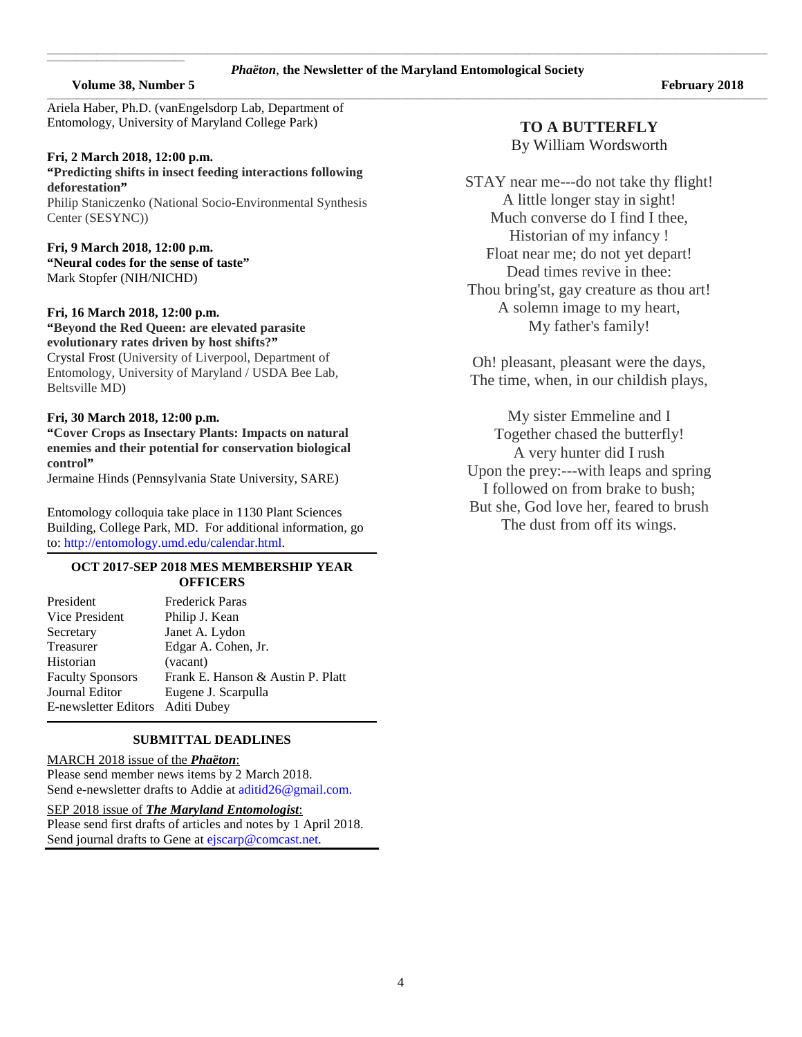Ariela Haber, Ph.D. (vanEngelsdorp Lab, Department of Entomology, University of Maryland College Park)

**Fri, 2 March 2018, 12:00 p.m.**
**"Predicting shifts in insect feeding interactions following deforestation"**
Philip Staniczenko (National Socio-Environmental Synthesis Center (SESYNC))

**Fri, 9 March 2018, 12:00 p.m.**
**"Neural codes for the sense of taste"**
Mark Stopfer (NIH/NICHD)

**Fri, 16 March 2018, 12:00 p.m.**
**"Beyond the Red Queen: are elevated parasite evolutionary rates driven by host shifts?"**
Crystal Frost (University of Liverpool, Department of Entomology, University of Maryland / USDA Bee Lab, Beltsville MD)

**Fri, 30 March 2018, 12:00 p.m.**
**"Cover Crops as Insectary Plants: Impacts on natural enemies and their potential for conservation biological control"**
Jermaine Hinds (Pennsylvania State University, SARE)

Entomology colloquia take place in 1130 Plant Sciences Building, College Park, MD. For additional information, go to: http://entomology.umd.edu/calendar.html.

### OCT 2017-SEP 2018 MES MEMBERSHIP YEAR OFFICERS

| | |
|---|---|
| President | Frederick Paras |
| Vice President | Philip J. Kean |
| Secretary | Janet A. Lydon |
| Treasurer | Edgar A. Cohen, Jr. |
| Historian | (vacant) |
| Faculty Sponsors | Frank E. Hanson & Austin P. Platt |
| Journal Editor | Eugene J. Scarpulla |
| E-newsletter Editors | Aditi Dubey |

### SUBMITTAL DEADLINES

MARCH 2018 issue of the ***Phaëton***:
Please send member news items by 2 March 2018.
Send e-newsletter drafts to Addie at aditid26@gmail.com.

SEP 2018 issue of ***The Maryland Entomologist***:
Please send first drafts of articles and notes by 1 April 2018.
Send journal drafts to Gene at ejscarp@comcast.net.

## TO A BUTTERFLY

By William Wordsworth

STAY near me---do not take thy flight!
A little longer stay in sight!
Much converse do I find I thee,
Historian of my infancy !
Float near me; do not yet depart!
Dead times revive in thee:
Thou bring'st, gay creature as thou art!
A solemn image to my heart,
My father's family!

Oh! pleasant, pleasant were the days,
The time, when, in our childish plays,

My sister Emmeline and I
Together chased the butterfly!
A very hunter did I rush
Upon the prey:---with leaps and spring
I followed on from brake to bush;
But she, God love her, feared to brush
The dust from off its wings.